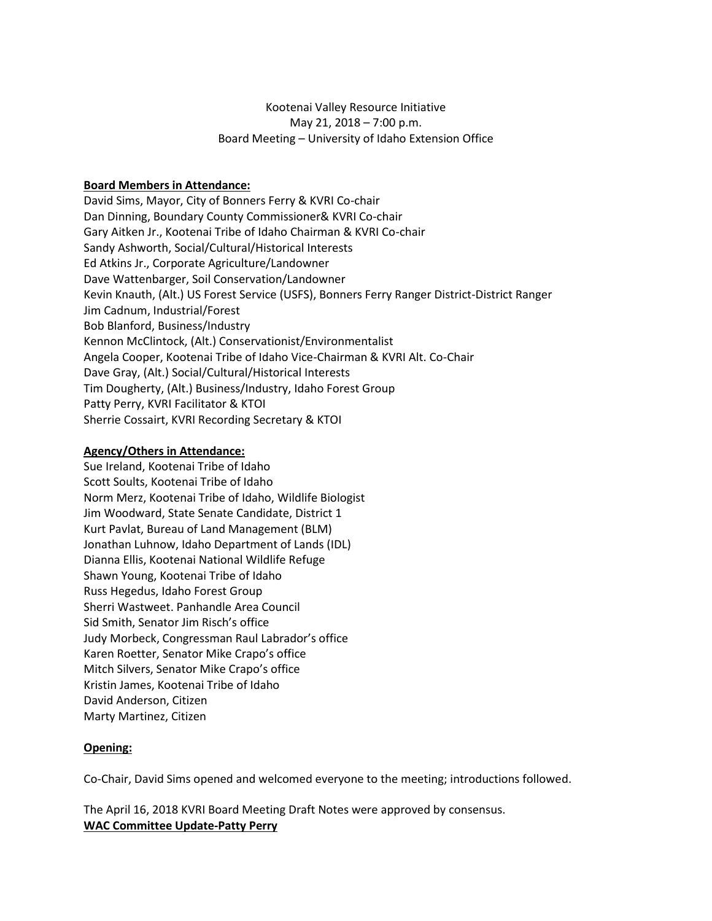Kootenai Valley Resource Initiative
May 21, 2018 – 7:00 p.m.
Board Meeting – University of Idaho Extension Office

**Board Members in Attendance:**

David Sims, Mayor, City of Bonners Ferry & KVRI Co-chair
Dan Dinning, Boundary County Commissioner& KVRI Co-chair
Gary Aitken Jr., Kootenai Tribe of Idaho Chairman & KVRI Co-chair
Sandy Ashworth, Social/Cultural/Historical Interests
Ed Atkins Jr., Corporate Agriculture/Landowner
Dave Wattenbarger, Soil Conservation/Landowner
Kevin Knauth, (Alt.) US Forest Service (USFS), Bonners Ferry Ranger District-District Ranger
Jim Cadnum, Industrial/Forest
Bob Blanford, Business/Industry
Kennon McClintock, (Alt.) Conservationist/Environmentalist
Angela Cooper, Kootenai Tribe of Idaho Vice-Chairman & KVRI Alt. Co-Chair
Dave Gray, (Alt.) Social/Cultural/Historical Interests
Tim Dougherty, (Alt.) Business/Industry, Idaho Forest Group
Patty Perry, KVRI Facilitator & KTOI
Sherrie Cossairt, KVRI Recording Secretary & KTOI

**Agency/Others in Attendance:**

Sue Ireland, Kootenai Tribe of Idaho
Scott Soults, Kootenai Tribe of Idaho
Norm Merz, Kootenai Tribe of Idaho, Wildlife Biologist
Jim Woodward, State Senate Candidate, District 1
Kurt Pavlat, Bureau of Land Management (BLM)
Jonathan Luhnow, Idaho Department of Lands (IDL)
Dianna Ellis, Kootenai National Wildlife Refuge
Shawn Young, Kootenai Tribe of Idaho
Russ Hegedus, Idaho Forest Group
Sherri Wastweet. Panhandle Area Council
Sid Smith, Senator Jim Risch's office
Judy Morbeck, Congressman Raul Labrador's office
Karen Roetter, Senator Mike Crapo's office
Mitch Silvers, Senator Mike Crapo's office
Kristin James, Kootenai Tribe of Idaho
David Anderson, Citizen
Marty Martinez, Citizen

**Opening:**

Co-Chair, David Sims opened and welcomed everyone to the meeting; introductions followed.

The April 16, 2018 KVRI Board Meeting Draft Notes were approved by consensus.

**WAC Committee Update-Patty Perry**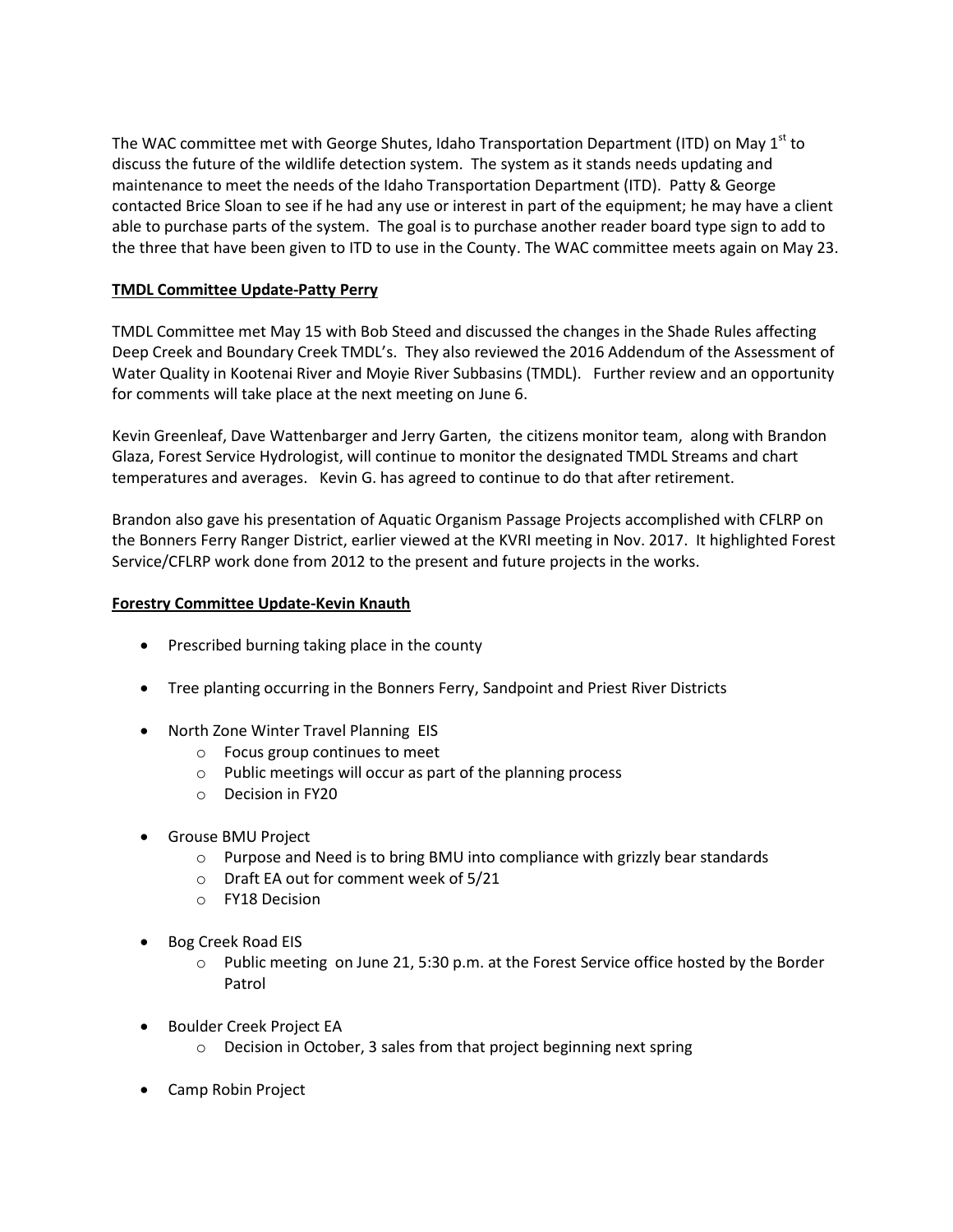The WAC committee met with George Shutes, Idaho Transportation Department (ITD) on May 1st to discuss the future of the wildlife detection system. The system as it stands needs updating and maintenance to meet the needs of the Idaho Transportation Department (ITD). Patty & George contacted Brice Sloan to see if he had any use or interest in part of the equipment; he may have a client able to purchase parts of the system. The goal is to purchase another reader board type sign to add to the three that have been given to ITD to use in the County. The WAC committee meets again on May 23.

**TMDL Committee Update-Patty Perry**

TMDL Committee met May 15 with Bob Steed and discussed the changes in the Shade Rules affecting Deep Creek and Boundary Creek TMDL's. They also reviewed the 2016 Addendum of the Assessment of Water Quality in Kootenai River and Moyie River Subbasins (TMDL). Further review and an opportunity for comments will take place at the next meeting on June 6.

Kevin Greenleaf, Dave Wattenbarger and Jerry Garten, the citizens monitor team, along with Brandon Glaza, Forest Service Hydrologist, will continue to monitor the designated TMDL Streams and chart temperatures and averages. Kevin G. has agreed to continue to do that after retirement.

Brandon also gave his presentation of Aquatic Organism Passage Projects accomplished with CFLRP on the Bonners Ferry Ranger District, earlier viewed at the KVRI meeting in Nov. 2017. It highlighted Forest Service/CFLRP work done from 2012 to the present and future projects in the works.

**Forestry Committee Update-Kevin Knauth**

- Prescribed burning taking place in the county
- Tree planting occurring in the Bonners Ferry, Sandpoint and Priest River Districts
- North Zone Winter Travel Planning EIS
  - Focus group continues to meet
  - Public meetings will occur as part of the planning process
  - Decision in FY20
- Grouse BMU Project
  - Purpose and Need is to bring BMU into compliance with grizzly bear standards
  - Draft EA out for comment week of 5/21
  - FY18 Decision
- Bog Creek Road EIS
  - Public meeting on June 21, 5:30 p.m. at the Forest Service office hosted by the Border Patrol
- Boulder Creek Project EA
  - Decision in October, 3 sales from that project beginning next spring
- Camp Robin Project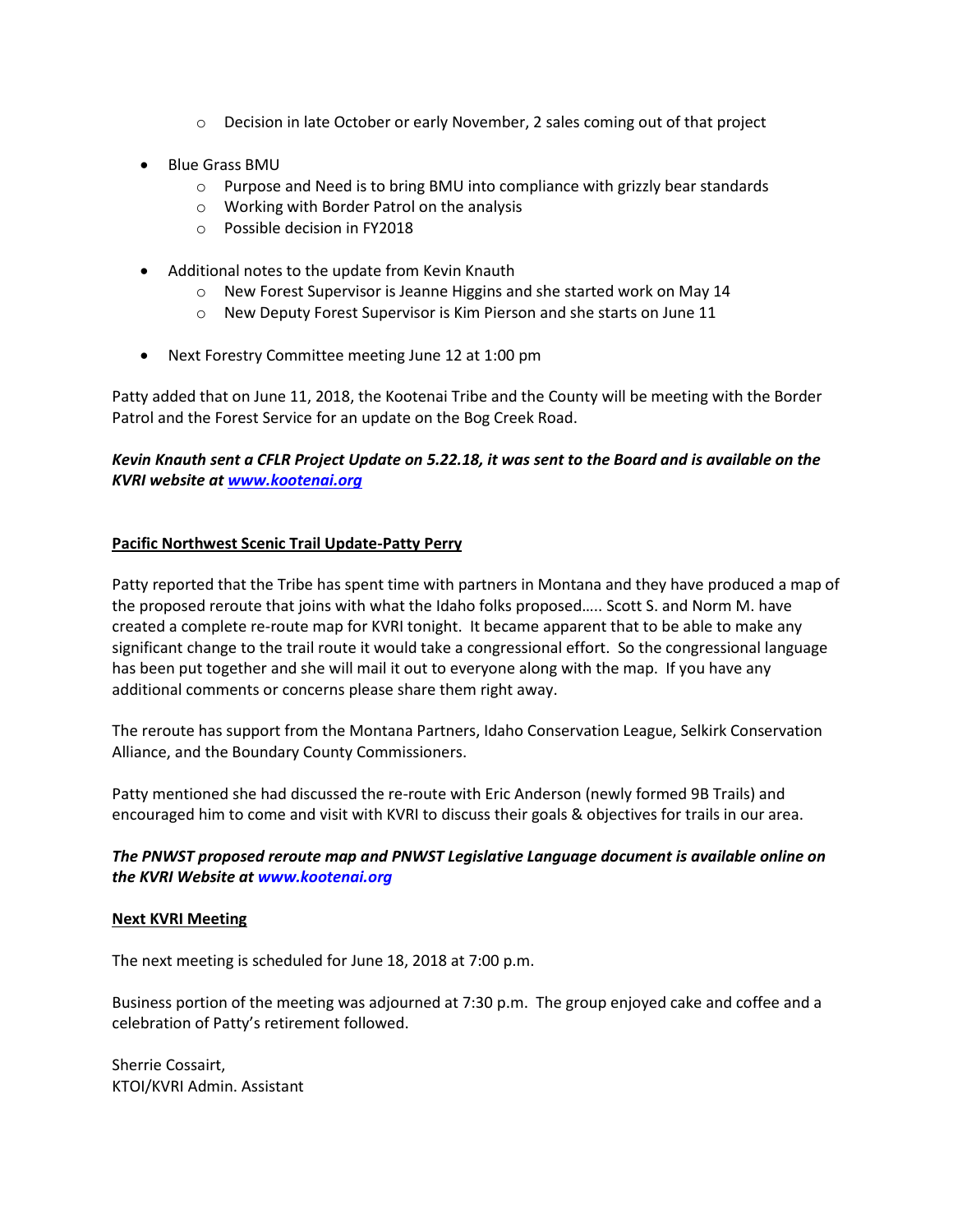- Decision in late October or early November, 2 sales coming out of that project

- Blue Grass BMU
    - Purpose and Need is to bring BMU into compliance with grizzly bear standards
    - Working with Border Patrol on the analysis
    - Possible decision in FY2018

- Additional notes to the update from Kevin Knauth
    - New Forest Supervisor is Jeanne Higgins and she started work on May 14
    - New Deputy Forest Supervisor is Kim Pierson and she starts on June 11

- Next Forestry Committee meeting June 12 at 1:00 pm

Patty added that on June 11, 2018, the Kootenai Tribe and the County will be meeting with the Border Patrol and the Forest Service for an update on the Bog Creek Road.

***Kevin Knauth sent a CFLR Project Update on 5.22.18, it was sent to the Board and is available on the KVRI website at [www.kootenai.org](http://www.kootenai.org)***

**Pacific Northwest Scenic Trail Update-Patty Perry**

Patty reported that the Tribe has spent time with partners in Montana and they have produced a map of the proposed reroute that joins with what the Idaho folks proposed….. Scott S. and Norm M. have created a complete re-route map for KVRI tonight. It became apparent that to be able to make any significant change to the trail route it would take a congressional effort. So the congressional language has been put together and she will mail it out to everyone along with the map. If you have any additional comments or concerns please share them right away.

The reroute has support from the Montana Partners, Idaho Conservation League, Selkirk Conservation Alliance, and the Boundary County Commissioners.

Patty mentioned she had discussed the re-route with Eric Anderson (newly formed 9B Trails) and encouraged him to come and visit with KVRI to discuss their goals & objectives for trails in our area.

***The PNWST proposed reroute map and PNWST Legislative Language document is available online on the KVRI Website at www.kootenai.org***

**Next KVRI Meeting**

The next meeting is scheduled for June 18, 2018 at 7:00 p.m.

Business portion of the meeting was adjourned at 7:30 p.m. The group enjoyed cake and coffee and a celebration of Patty's retirement followed.

Sherrie Cossairt,
KTOI/KVRI Admin. Assistant